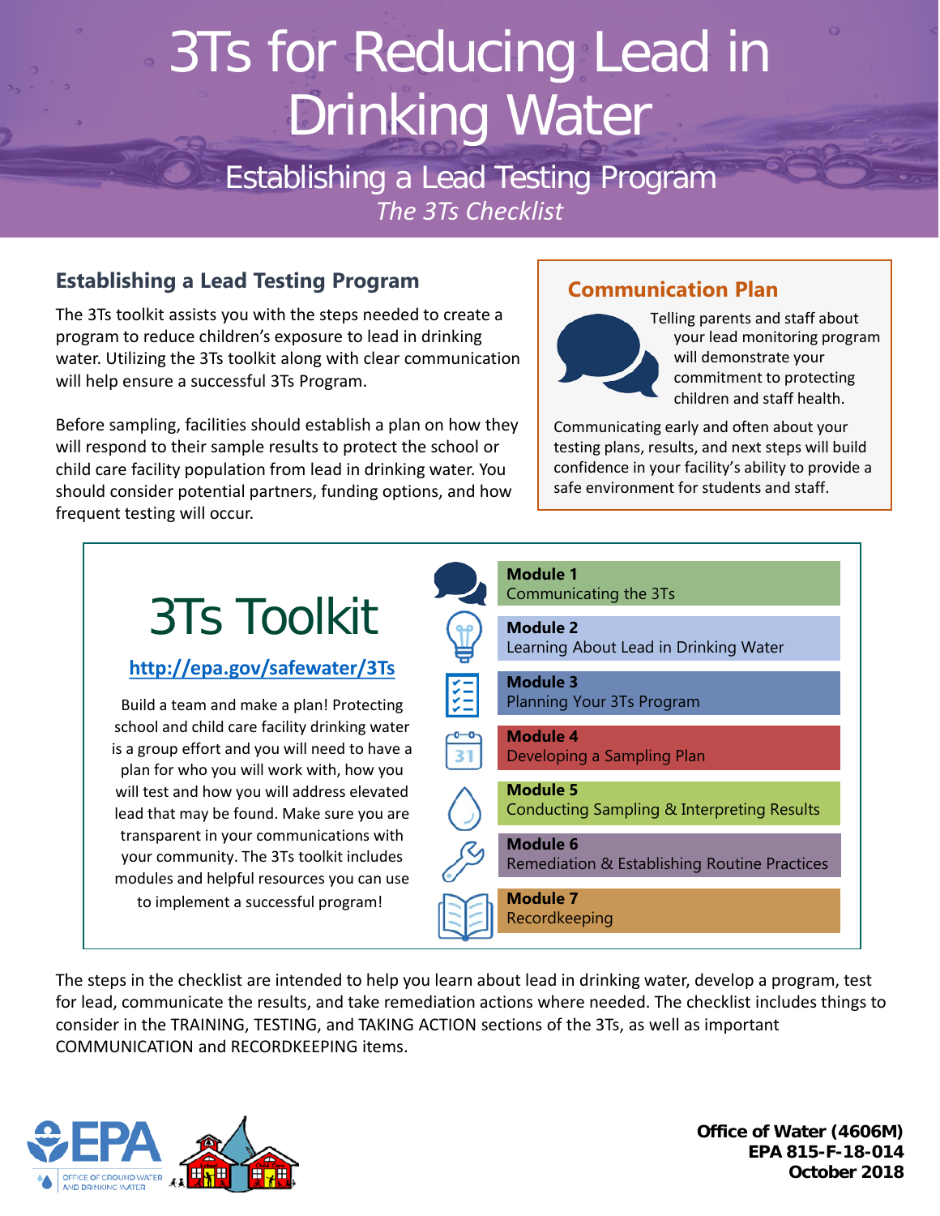# 3Ts for Reducing Lead in Drinking Water

## Establishing a Lead Testing Program

*The 3Ts Checklist*

### Establishing a Lead Testing Program

The 3Ts toolkit assists you with the steps needed to create a program to reduce children's exposure to lead in drinking water. Utilizing the 3Ts toolkit along with clear communication will help ensure a successful 3Ts Program.

Before sampling, facilities should establish a plan on how they will respond to their sample results to protect the school or child care facility population from lead in drinking water. You should consider potential partners, funding options, and how frequent testing will occur.

### Communication Plan

Telling parents and staff about your lead monitoring program will demonstrate your commitment to protecting children and staff health.

Communicating early and often about your testing plans, results, and next steps will build confidence in your facility's ability to provide a safe environment for students and staff.

## 3Ts Toolkit

http://epa.gov/safewater/3Ts

Build a team and make a plan! Protecting school and child care facility drinking water is a group effort and you will need to have a plan for who you will work with, how you will test and how you will address elevated lead that may be found. Make sure you are transparent in your communications with your community. The 3Ts toolkit includes modules and helpful resources you can use to implement a successful program!

- **Module 1** Communicating the 3Ts
- **Module 2** Learning About Lead in Drinking Water
- **Module 3** Planning Your 3Ts Program
- **Module 4** Developing a Sampling Plan
- **Module 5** Conducting Sampling & Interpreting Results
- **Module 6** Remediation & Establishing Routine Practices
- **Module 7** Recordkeeping

The steps in the checklist are intended to help you learn about lead in drinking water, develop a program, test for lead, communicate the results, and take remediation actions where needed. The checklist includes things to consider in the TRAINING, TESTING, and TAKING ACTION sections of the 3Ts, as well as important COMMUNICATION and RECORDKEEPING items.

EPA Office of Ground Water and Drinking Water

**Office of Water (4606M)**
**EPA 815-F-18-014**
**October 2018**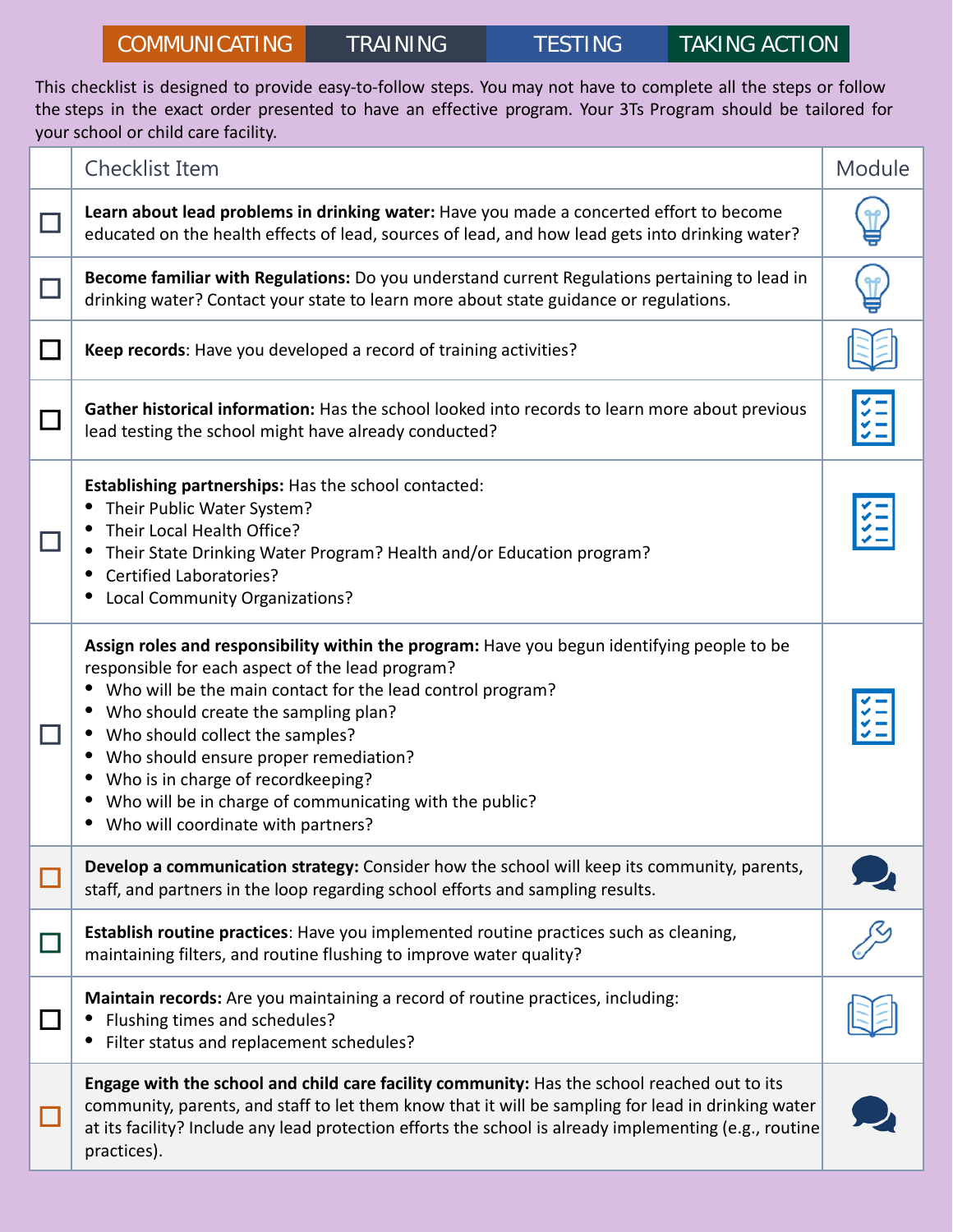COMMUNICATING | TRAINING | TESTING | TAKING ACTION

This checklist is designed to provide easy-to-follow steps. You may not have to complete all the steps or follow the steps in the exact order presented to have an effective program. Your 3Ts Program should be tailored for your school or child care facility.

| | Checklist Item | Module |
|---|---|---|
| ☐ | **Learn about lead problems in drinking water:** Have you made a concerted effort to become educated on the health effects of lead, sources of lead, and how lead gets into drinking water? | |
| ☐ | **Become familiar with Regulations:** Do you understand current Regulations pertaining to lead in drinking water? Contact your state to learn more about state guidance or regulations. | |
| ☐ | **Keep records**: Have you developed a record of training activities? | |
| ☐ | **Gather historical information:** Has the school looked into records to learn more about previous lead testing the school might have already conducted? | |
| ☐ | **Establishing partnerships:** Has the school contacted:<br>• Their Public Water System?<br>• Their Local Health Office?<br>• Their State Drinking Water Program? Health and/or Education program?<br>• Certified Laboratories?<br>• Local Community Organizations? | |
| ☐ | **Assign roles and responsibility within the program:** Have you begun identifying people to be responsible for each aspect of the lead program?<br>• Who will be the main contact for the lead control program?<br>• Who should create the sampling plan?<br>• Who should collect the samples?<br>• Who should ensure proper remediation?<br>• Who is in charge of recordkeeping?<br>• Who will be in charge of communicating with the public?<br>• Who will coordinate with partners? | |
| ☐ | **Develop a communication strategy:** Consider how the school will keep its community, parents, staff, and partners in the loop regarding school efforts and sampling results. | |
| ☐ | **Establish routine practices**: Have you implemented routine practices such as cleaning, maintaining filters, and routine flushing to improve water quality? | |
| ☐ | **Maintain records:** Are you maintaining a record of routine practices, including:<br>• Flushing times and schedules?<br>• Filter status and replacement schedules? | |
| ☐ | **Engage with the school and child care facility community:** Has the school reached out to its community, parents, and staff to let them know that it will be sampling for lead in drinking water at its facility? Include any lead protection efforts the school is already implementing (e.g., routine practices). | |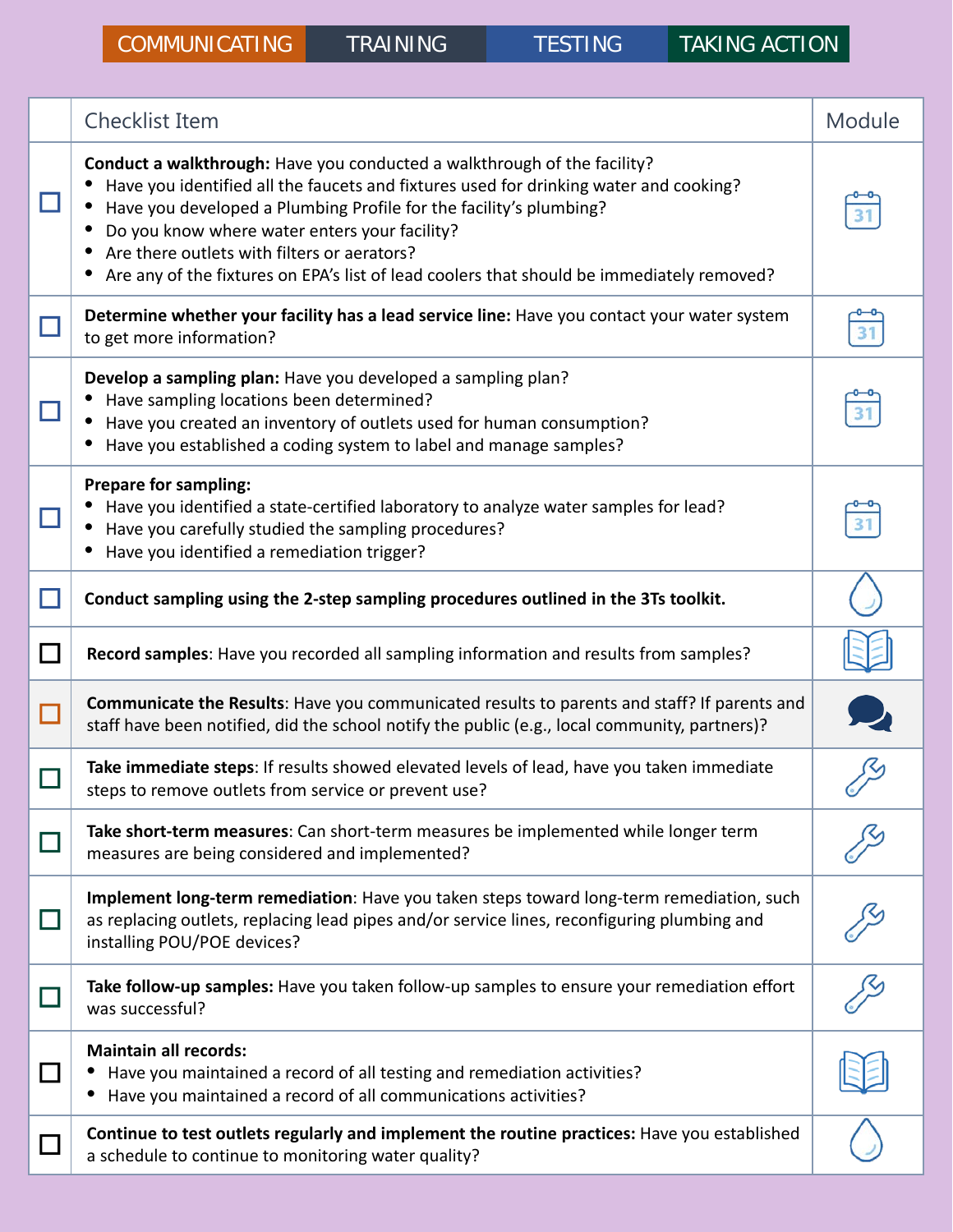COMMUNICATING | TRAINING | TESTING | TAKING ACTION

| | Checklist Item | Module |
|---|---|---|
| ☐ | **Conduct a walkthrough:** Have you conducted a walkthrough of the facility?<br>• Have you identified all the faucets and fixtures used for drinking water and cooking?<br>• Have you developed a Plumbing Profile for the facility's plumbing?<br>• Do you know where water enters your facility?<br>• Are there outlets with filters or aerators?<br>• Are any of the fixtures on EPA's list of lead coolers that should be immediately removed? | 31 |
| ☐ | **Determine whether your facility has a lead service line:** Have you contact your water system to get more information? | 31 |
| ☐ | **Develop a sampling plan:** Have you developed a sampling plan?<br>• Have sampling locations been determined?<br>• Have you created an inventory of outlets used for human consumption?<br>• Have you established a coding system to label and manage samples? | 31 |
| ☐ | **Prepare for sampling:**<br>• Have you identified a state-certified laboratory to analyze water samples for lead?<br>• Have you carefully studied the sampling procedures?<br>• Have you identified a remediation trigger? | 31 |
| ☐ | **Conduct sampling using the 2-step sampling procedures outlined in the 3Ts toolkit.** | |
| ☐ | **Record samples**: Have you recorded all sampling information and results from samples? | |
| ☐ | **Communicate the Results**: Have you communicated results to parents and staff? If parents and staff have been notified, did the school notify the public (e.g., local community, partners)? | |
| ☐ | **Take immediate steps**: If results showed elevated levels of lead, have you taken immediate steps to remove outlets from service or prevent use? | |
| ☐ | **Take short-term measures**: Can short-term measures be implemented while longer term measures are being considered and implemented? | |
| ☐ | **Implement long-term remediation**: Have you taken steps toward long-term remediation, such as replacing outlets, replacing lead pipes and/or service lines, reconfiguring plumbing and installing POU/POE devices? | |
| ☐ | **Take follow-up samples:** Have you taken follow-up samples to ensure your remediation effort was successful? | |
| ☐ | **Maintain all records:**<br>• Have you maintained a record of all testing and remediation activities?<br>• Have you maintained a record of all communications activities? | |
| ☐ | **Continue to test outlets regularly and implement the routine practices:** Have you established a schedule to continue to monitoring water quality? | |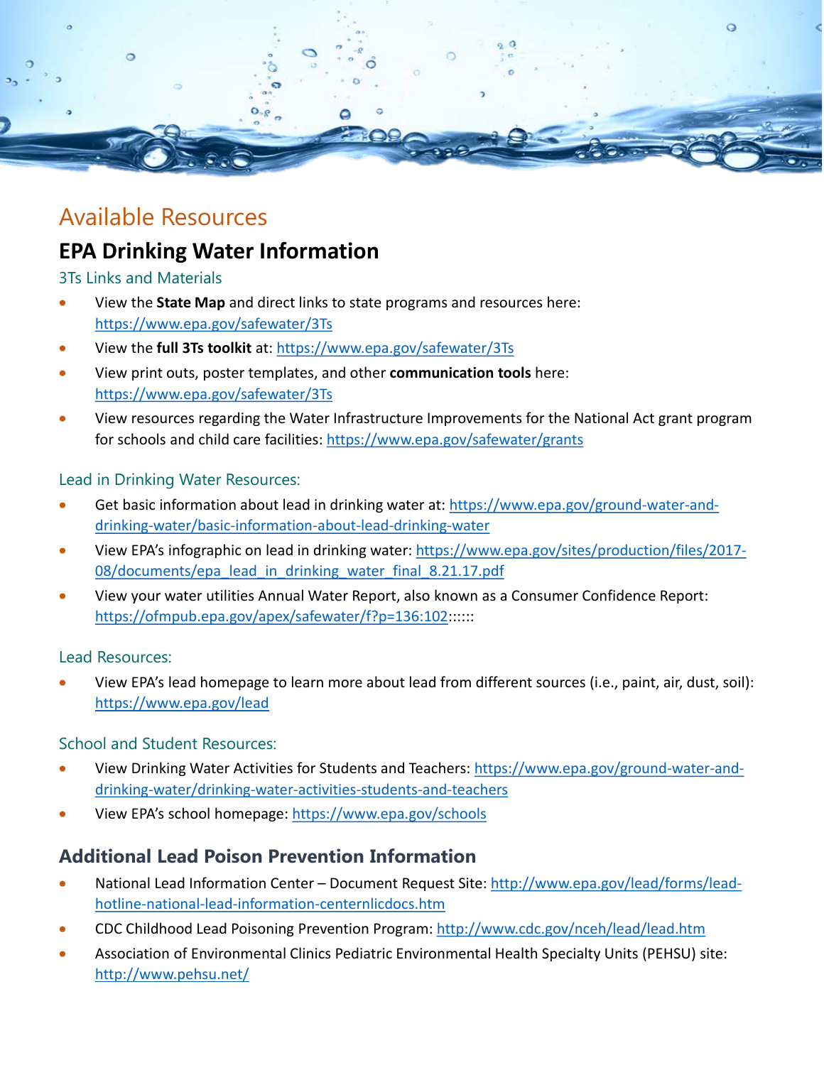## Available Resources

# EPA Drinking Water Information

### 3Ts Links and Materials

- View the **State Map** and direct links to state programs and resources here: https://www.epa.gov/safewater/3Ts
- View the **full 3Ts toolkit** at: https://www.epa.gov/safewater/3Ts
- View print outs, poster templates, and other **communication tools** here: https://www.epa.gov/safewater/3Ts
- View resources regarding the Water Infrastructure Improvements for the National Act grant program for schools and child care facilities: https://www.epa.gov/safewater/grants

### Lead in Drinking Water Resources:

- Get basic information about lead in drinking water at: https://www.epa.gov/ground-water-and-drinking-water/basic-information-about-lead-drinking-water
- View EPA's infographic on lead in drinking water: https://www.epa.gov/sites/production/files/2017-08/documents/epa_lead_in_drinking_water_final_8.21.17.pdf
- View your water utilities Annual Water Report, also known as a Consumer Confidence Report: https://ofmpub.epa.gov/apex/safewater/f?p=136:102::::::

### Lead Resources:

- View EPA's lead homepage to learn more about lead from different sources (i.e., paint, air, dust, soil): https://www.epa.gov/lead

### School and Student Resources:

- View Drinking Water Activities for Students and Teachers: https://www.epa.gov/ground-water-and-drinking-water/drinking-water-activities-students-and-teachers
- View EPA's school homepage: https://www.epa.gov/schools

## Additional Lead Poison Prevention Information

- National Lead Information Center – Document Request Site: http://www.epa.gov/lead/forms/lead-hotline-national-lead-information-centernlicdocs.htm
- CDC Childhood Lead Poisoning Prevention Program: http://www.cdc.gov/nceh/lead/lead.htm
- Association of Environmental Clinics Pediatric Environmental Health Specialty Units (PEHSU) site: http://www.pehsu.net/